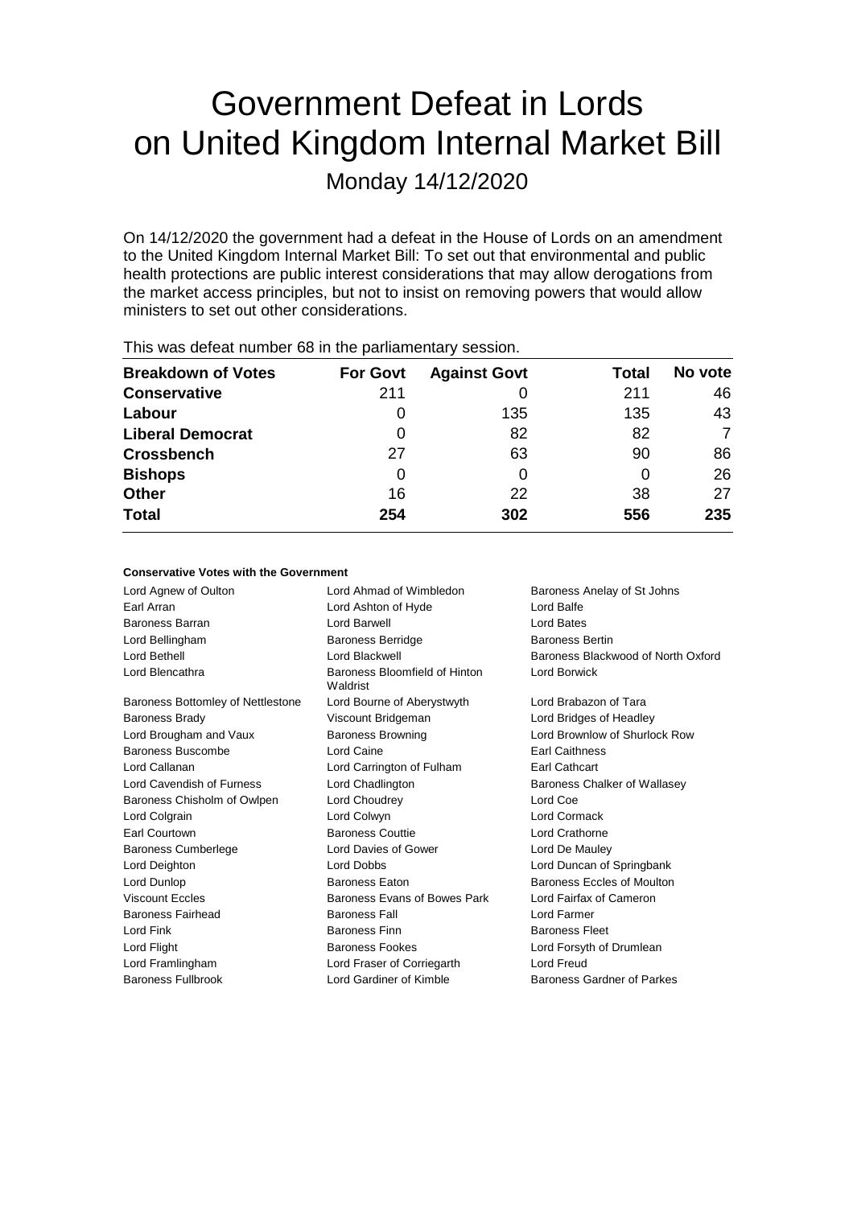# Government Defeat in Lords on United Kingdom Internal Market Bill

Monday 14/12/2020

On 14/12/2020 the government had a defeat in the House of Lords on an amendment to the United Kingdom Internal Market Bill: To set out that environmental and public health protections are public interest considerations that may allow derogations from the market access principles, but not to insist on removing powers that would allow ministers to set out other considerations.

This was defeat number 68 in the parliamentary session.

| Breakdown of Votes | For Govt | Against Govt | Total | No vote |
|---|---|---|---|---|
| **Conservative** | 211 | 0 | 211 | 46 |
| **Labour** | 0 | 135 | 135 | 43 |
| **Liberal Democrat** | 0 | 82 | 82 | 7 |
| **Crossbench** | 27 | 63 | 90 | 86 |
| **Bishops** | 0 | 0 | 0 | 26 |
| **Other** | 16 | 22 | 38 | 27 |
| **Total** | **254** | **302** | **556** | **235** |

#### Conservative Votes with the Government

| | | |
|---|---|---|
| Lord Agnew of Oulton | Lord Ahmad of Wimbledon | Baroness Anelay of St Johns |
| Earl Arran | Lord Ashton of Hyde | Lord Balfe |
| Baroness Barran | Lord Barwell | Lord Bates |
| Lord Bellingham | Baroness Berridge | Baroness Bertin |
| Lord Bethell | Lord Blackwell | Baroness Blackwood of North Oxford |
| Lord Blencathra | Baroness Bloomfield of Hinton Waldrist | Lord Borwick |
| Baroness Bottomley of Nettlestone | Lord Bourne of Aberystwyth | Lord Brabazon of Tara |
| Baroness Brady | Viscount Bridgeman | Lord Bridges of Headley |
| Lord Brougham and Vaux | Baroness Browning | Lord Brownlow of Shurlock Row |
| Baroness Buscombe | Lord Caine | Earl Caithness |
| Lord Callanan | Lord Carrington of Fulham | Earl Cathcart |
| Lord Cavendish of Furness | Lord Chadlington | Baroness Chalker of Wallasey |
| Baroness Chisholm of Owlpen | Lord Choudrey | Lord Coe |
| Lord Colgrain | Lord Colwyn | Lord Cormack |
| Earl Courtown | Baroness Couttie | Lord Crathorne |
| Baroness Cumberlege | Lord Davies of Gower | Lord De Mauley |
| Lord Deighton | Lord Dobbs | Lord Duncan of Springbank |
| Lord Dunlop | Baroness Eaton | Baroness Eccles of Moulton |
| Viscount Eccles | Baroness Evans of Bowes Park | Lord Fairfax of Cameron |
| Baroness Fairhead | Baroness Fall | Lord Farmer |
| Lord Fink | Baroness Finn | Baroness Fleet |
| Lord Flight | Baroness Fookes | Lord Forsyth of Drumlean |
| Lord Framlingham | Lord Fraser of Corriegarth | Lord Freud |
| Baroness Fullbrook | Lord Gardiner of Kimble | Baroness Gardner of Parkes |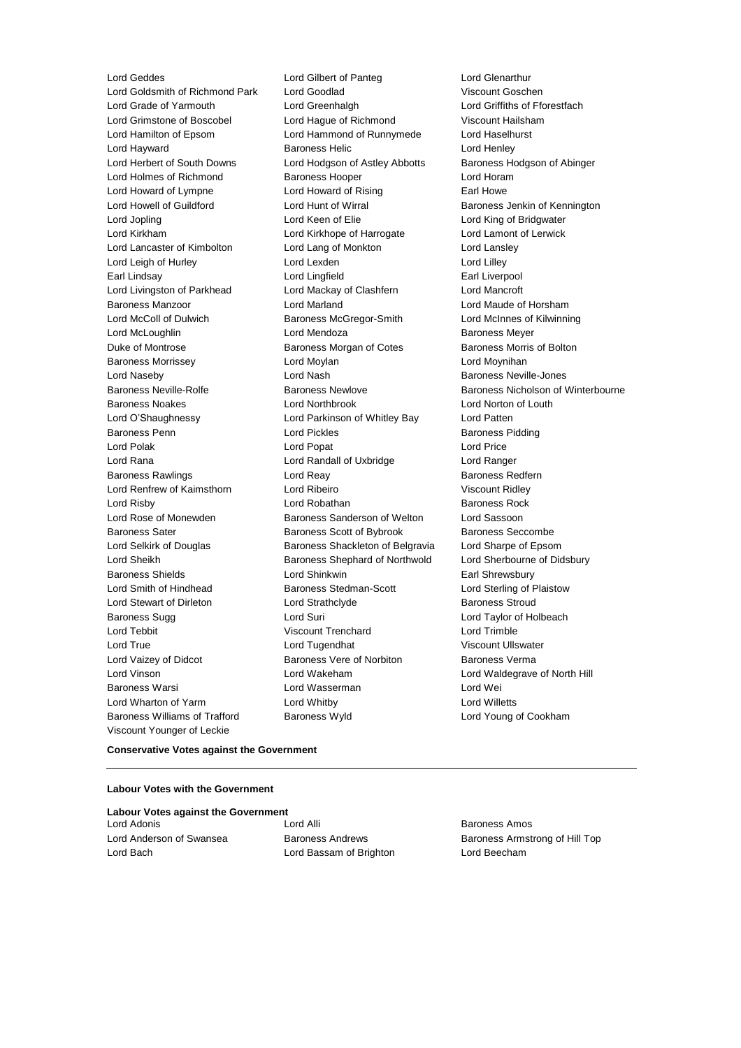Lord Geddes
Lord Gilbert of Panteg
Lord Glenarthur
Lord Goldsmith of Richmond Park
Lord Goodlad
Viscount Goschen
Lord Grade of Yarmouth
Lord Greenhalgh
Lord Griffiths of Fforestfach
Lord Grimstone of Boscobel
Lord Hague of Richmond
Viscount Hailsham
Lord Hamilton of Epsom
Lord Hammond of Runnymede
Lord Haselhurst
Lord Hayward
Baroness Helic
Lord Henley
Lord Herbert of South Downs
Lord Hodgson of Astley Abbotts
Baroness Hodgson of Abinger
Lord Holmes of Richmond
Baroness Hooper
Lord Horam
Lord Howard of Lympne
Lord Howard of Rising
Earl Howe
Lord Howell of Guildford
Lord Hunt of Wirral
Baroness Jenkin of Kennington
Lord Jopling
Lord Keen of Elie
Lord King of Bridgwater
Lord Kirkham
Lord Kirkhope of Harrogate
Lord Lamont of Lerwick
Lord Lancaster of Kimbolton
Lord Lang of Monkton
Lord Lansley
Lord Leigh of Hurley
Lord Lexden
Lord Lilley
Earl Lindsay
Lord Lingfield
Earl Liverpool
Lord Livingston of Parkhead
Lord Mackay of Clashfern
Lord Mancroft
Baroness Manzoor
Lord Marland
Lord Maude of Horsham
Lord McColl of Dulwich
Baroness McGregor-Smith
Lord McInnes of Kilwinning
Lord McLoughlin
Lord Mendoza
Baroness Meyer
Duke of Montrose
Baroness Morgan of Cotes
Baroness Morris of Bolton
Baroness Morrissey
Lord Moylan
Lord Moynihan
Lord Naseby
Lord Nash
Baroness Neville-Jones
Baroness Neville-Rolfe
Baroness Newlove
Baroness Nicholson of Winterbourne
Baroness Noakes
Lord Northbrook
Lord Norton of Louth
Lord O'Shaughnessy
Lord Parkinson of Whitley Bay
Lord Patten
Baroness Penn
Lord Pickles
Baroness Pidding
Lord Polak
Lord Popat
Lord Price
Lord Rana
Lord Randall of Uxbridge
Lord Ranger
Baroness Rawlings
Lord Reay
Baroness Redfern
Lord Renfrew of Kaimsthorn
Lord Ribeiro
Viscount Ridley
Lord Risby
Lord Robathan
Baroness Rock
Lord Rose of Monewden
Baroness Sanderson of Welton
Lord Sassoon
Baroness Sater
Baroness Scott of Bybrook
Baroness Seccombe
Lord Selkirk of Douglas
Baroness Shackleton of Belgravia
Lord Sharpe of Epsom
Lord Sheikh
Baroness Shephard of Northwold
Lord Sherbourne of Didsbury
Baroness Shields
Lord Shinkwin
Earl Shrewsbury
Lord Smith of Hindhead
Baroness Stedman-Scott
Lord Sterling of Plaistow
Lord Stewart of Dirleton
Lord Strathclyde
Baroness Stroud
Baroness Sugg
Lord Suri
Lord Taylor of Holbeach
Lord Tebbit
Viscount Trenchard
Lord Trimble
Lord True
Lord Tugendhat
Viscount Ullswater
Lord Vaizey of Didcot
Baroness Vere of Norbiton
Baroness Verma
Lord Vinson
Lord Wakeham
Lord Waldegrave of North Hill
Baroness Warsi
Lord Wasserman
Lord Wei
Lord Wharton of Yarm
Lord Whitby
Lord Willetts
Baroness Williams of Trafford
Baroness Wyld
Lord Young of Cookham
Viscount Younger of Leckie

**Conservative Votes against the Government**

---

**Labour Votes with the Government**

**Labour Votes against the Government**

Lord Adonis
Lord Alli
Baroness Amos
Lord Anderson of Swansea
Baroness Andrews
Baroness Armstrong of Hill Top
Lord Bach
Lord Bassam of Brighton
Lord Beecham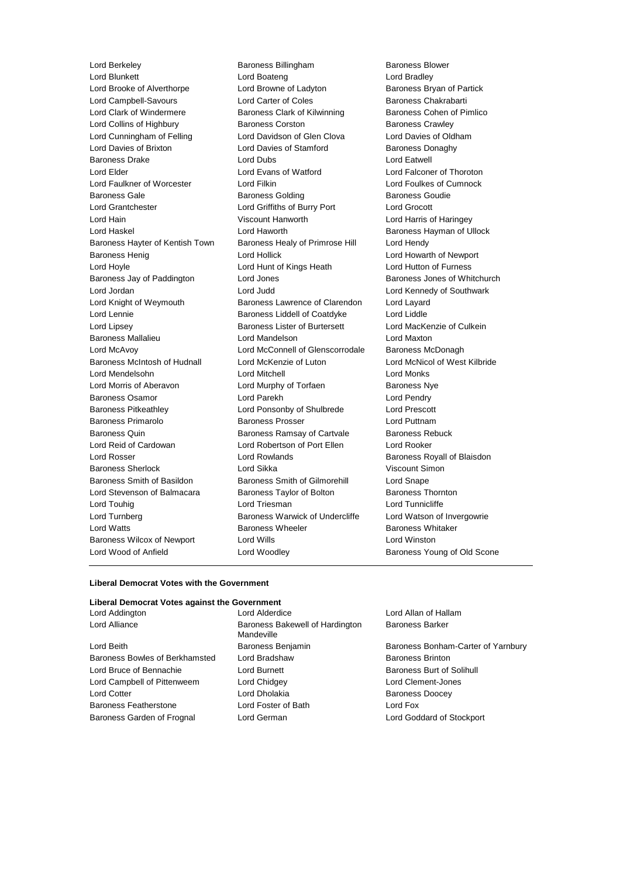Lord Berkeley, Baroness Billingham, Baroness Blower, Lord Blunkett, Lord Boateng, Lord Bradley, Lord Brooke of Alverthorpe, Lord Browne of Ladyton, Baroness Bryan of Partick, Lord Campbell-Savours, Lord Carter of Coles, Baroness Chakrabarti, Lord Clark of Windermere, Baroness Clark of Kilwinning, Baroness Cohen of Pimlico, Lord Collins of Highbury, Baroness Corston, Baroness Crawley, Lord Cunningham of Felling, Lord Davidson of Glen Clova, Lord Davies of Oldham, Lord Davies of Brixton, Lord Davies of Stamford, Baroness Donaghy, Baroness Drake, Lord Dubs, Lord Eatwell, Lord Elder, Lord Evans of Watford, Lord Falconer of Thoroton, Lord Faulkner of Worcester, Lord Filkin, Lord Foulkes of Cumnock, Baroness Gale, Baroness Golding, Baroness Goudie, Lord Grantchester, Lord Griffiths of Burry Port, Lord Grocott, Lord Hain, Viscount Hanworth, Lord Harris of Haringey, Lord Haskel, Lord Haworth, Baroness Hayman of Ullock, Baroness Hayter of Kentish Town, Baroness Healy of Primrose Hill, Lord Hendy, Baroness Henig, Lord Hollick, Lord Howarth of Newport, Lord Hoyle, Lord Hunt of Kings Heath, Lord Hutton of Furness, Baroness Jay of Paddington, Lord Jones, Baroness Jones of Whitchurch, Lord Jordan, Lord Judd, Lord Kennedy of Southwark, Lord Knight of Weymouth, Baroness Lawrence of Clarendon, Lord Layard, Lord Lennie, Baroness Liddell of Coatdyke, Lord Liddle, Lord Lipsey, Baroness Lister of Burtersett, Lord MacKenzie of Culkein, Baroness Mallalieu, Lord Mandelson, Lord Maxton, Lord McAvoy, Lord McConnell of Glenscorrodale, Baroness McDonagh, Baroness McIntosh of Hudnall, Lord McKenzie of Luton, Lord McNicol of West Kilbride, Lord Mendelsohn, Lord Mitchell, Lord Monks, Lord Morris of Aberavon, Lord Murphy of Torfaen, Baroness Nye, Baroness Osamor, Lord Parekh, Lord Pendry, Baroness Pitkeathley, Lord Ponsonby of Shulbrede, Lord Prescott, Baroness Primarolo, Baroness Prosser, Lord Puttnam, Baroness Quin, Baroness Ramsay of Cartvale, Baroness Rebuck, Lord Reid of Cardowan, Lord Robertson of Port Ellen, Lord Rooker, Lord Rosser, Lord Rowlands, Baroness Royall of Blaisdon, Baroness Sherlock, Lord Sikka, Viscount Simon, Baroness Smith of Basildon, Baroness Smith of Gilmorehill, Lord Snape, Lord Stevenson of Balmacara, Baroness Taylor of Bolton, Baroness Thornton, Lord Touhig, Lord Triesman, Lord Tunnicliffe, Lord Turnberg, Baroness Warwick of Undercliffe, Lord Watson of Invergowrie, Lord Watts, Baroness Wheeler, Baroness Whitaker, Baroness Wilcox of Newport, Lord Wills, Lord Winston, Lord Wood of Anfield, Lord Woodley, Baroness Young of Old Scone

---

#### Liberal Democrat Votes with the Government

#### Liberal Democrat Votes against the Government

Lord Addington, Lord Alderdice, Lord Allan of Hallam, Lord Alliance, Baroness Bakewell of Hardington Mandeville, Baroness Barker, Lord Beith, Baroness Benjamin, Baroness Bonham-Carter of Yarnbury, Baroness Bowles of Berkhamsted, Lord Bradshaw, Baroness Brinton, Lord Bruce of Bennachie, Lord Burnett, Baroness Burt of Solihull, Lord Campbell of Pittenweem, Lord Chidgey, Lord Clement-Jones, Lord Cotter, Lord Dholakia, Baroness Doocey, Baroness Featherstone, Lord Foster of Bath, Lord Fox, Baroness Garden of Frognal, Lord German, Lord Goddard of Stockport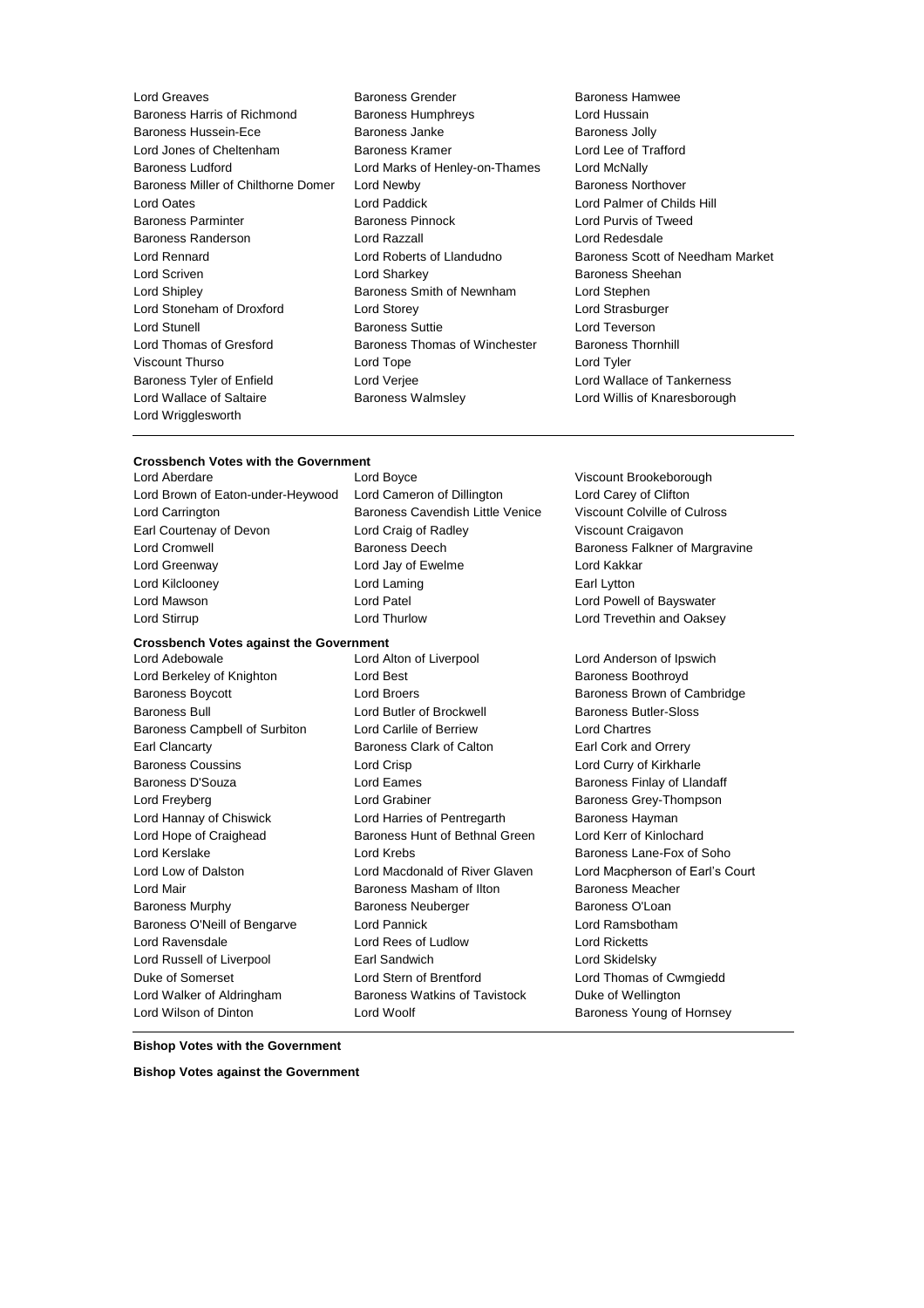Lord Greaves
Baroness Grender
Baroness Hamwee
Baroness Harris of Richmond
Baroness Humphreys
Lord Hussain
Baroness Hussein-Ece
Baroness Janke
Baroness Jolly
Lord Jones of Cheltenham
Baroness Kramer
Lord Lee of Trafford
Baroness Ludford
Lord Marks of Henley-on-Thames
Lord McNally
Baroness Miller of Chilthorne Domer
Lord Newby
Baroness Northover
Lord Oates
Lord Paddick
Lord Palmer of Childs Hill
Baroness Parminter
Baroness Pinnock
Lord Purvis of Tweed
Baroness Randerson
Lord Razzall
Lord Redesdale
Lord Rennard
Lord Roberts of Llandudno
Baroness Scott of Needham Market
Lord Scriven
Lord Sharkey
Baroness Sheehan
Lord Shipley
Baroness Smith of Newnham
Lord Stephen
Lord Stoneham of Droxford
Lord Storey
Lord Strasburger
Lord Stunell
Baroness Suttie
Lord Teverson
Lord Thomas of Gresford
Baroness Thomas of Winchester
Baroness Thornhill
Viscount Thurso
Lord Tope
Lord Tyler
Baroness Tyler of Enfield
Lord Verjee
Lord Wallace of Tankerness
Lord Wallace of Saltaire
Baroness Walmsley
Lord Willis of Knaresborough
Lord Wrigglesworth

**Crossbench Votes with the Government**

Lord Aberdare
Lord Boyce
Viscount Brookeborough
Lord Brown of Eaton-under-Heywood
Lord Cameron of Dillington
Lord Carey of Clifton
Lord Carrington
Baroness Cavendish Little Venice
Viscount Colville of Culross
Earl Courtenay of Devon
Lord Craig of Radley
Viscount Craigavon
Lord Cromwell
Baroness Deech
Baroness Falkner of Margravine
Lord Greenway
Lord Jay of Ewelme
Lord Kakkar
Lord Kilclooney
Lord Laming
Earl Lytton
Lord Mawson
Lord Patel
Lord Powell of Bayswater
Lord Stirrup
Lord Thurlow
Lord Trevethin and Oaksey

**Crossbench Votes against the Government**

Lord Adebowale
Lord Alton of Liverpool
Lord Anderson of Ipswich
Lord Berkeley of Knighton
Lord Best
Baroness Boothroyd
Baroness Boycott
Lord Broers
Baroness Brown of Cambridge
Baroness Bull
Lord Butler of Brockwell
Baroness Butler-Sloss
Baroness Campbell of Surbiton
Lord Carlile of Berriew
Lord Chartres
Earl Clancarty
Baroness Clark of Calton
Earl Cork and Orrery
Baroness Coussins
Lord Crisp
Lord Curry of Kirkharle
Baroness D'Souza
Lord Eames
Baroness Finlay of Llandaff
Lord Freyberg
Lord Grabiner
Baroness Grey-Thompson
Lord Hannay of Chiswick
Lord Harries of Pentregarth
Baroness Hayman
Lord Hope of Craighead
Baroness Hunt of Bethnal Green
Lord Kerr of Kinlochard
Lord Kerslake
Lord Krebs
Baroness Lane-Fox of Soho
Lord Low of Dalston
Lord Macdonald of River Glaven
Lord Macpherson of Earl's Court
Lord Mair
Baroness Masham of Ilton
Baroness Meacher
Baroness Murphy
Baroness Neuberger
Baroness O'Loan
Baroness O'Neill of Bengarve
Lord Pannick
Lord Ramsbotham
Lord Ravensdale
Lord Rees of Ludlow
Lord Ricketts
Lord Russell of Liverpool
Earl Sandwich
Lord Skidelsky
Duke of Somerset
Lord Stern of Brentford
Lord Thomas of Cwmgiedd
Lord Walker of Aldringham
Baroness Watkins of Tavistock
Duke of Wellington
Lord Wilson of Dinton
Lord Woolf
Baroness Young of Hornsey

**Bishop Votes with the Government**

**Bishop Votes against the Government**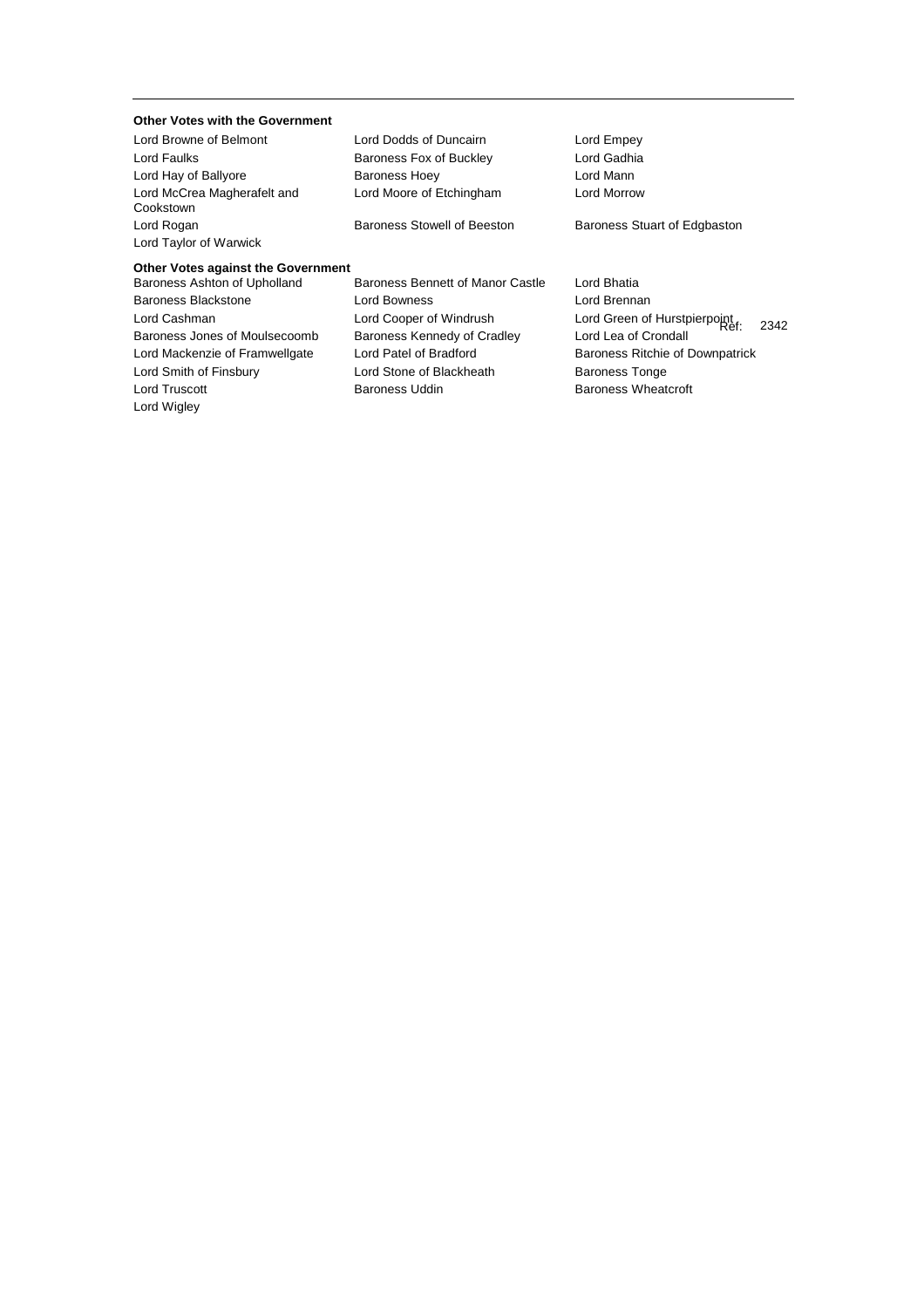### Other Votes with the Government

| | | |
|---|---|---|
| Lord Browne of Belmont | Lord Dodds of Duncairn | Lord Empey |
| Lord Faulks | Baroness Fox of Buckley | Lord Gadhia |
| Lord Hay of Ballyore | Baroness Hoey | Lord Mann |
| Lord McCrea Magherafelt and Cookstown | Lord Moore of Etchingham | Lord Morrow |
| Lord Rogan | Baroness Stowell of Beeston | Baroness Stuart of Edgbaston |
| Lord Taylor of Warwick | | |

### Other Votes against the Government

| | | |
|---|---|---|
| Baroness Ashton of Upholland | Baroness Bennett of Manor Castle | Lord Bhatia |
| Baroness Blackstone | Lord Bowness | Lord Brennan |
| Lord Cashman | Lord Cooper of Windrush | Lord Green of Hurstpierpoint |
| Baroness Jones of Moulsecoomb | Baroness Kennedy of Cradley | Lord Lea of Crondall |
| Lord Mackenzie of Framwellgate | Lord Patel of Bradford | Baroness Ritchie of Downpatrick |
| Lord Smith of Finsbury | Lord Stone of Blackheath | Baroness Tonge |
| Lord Truscott | Baroness Uddin | Baroness Wheatcroft |
| Lord Wigley | | |

Ref: 2342